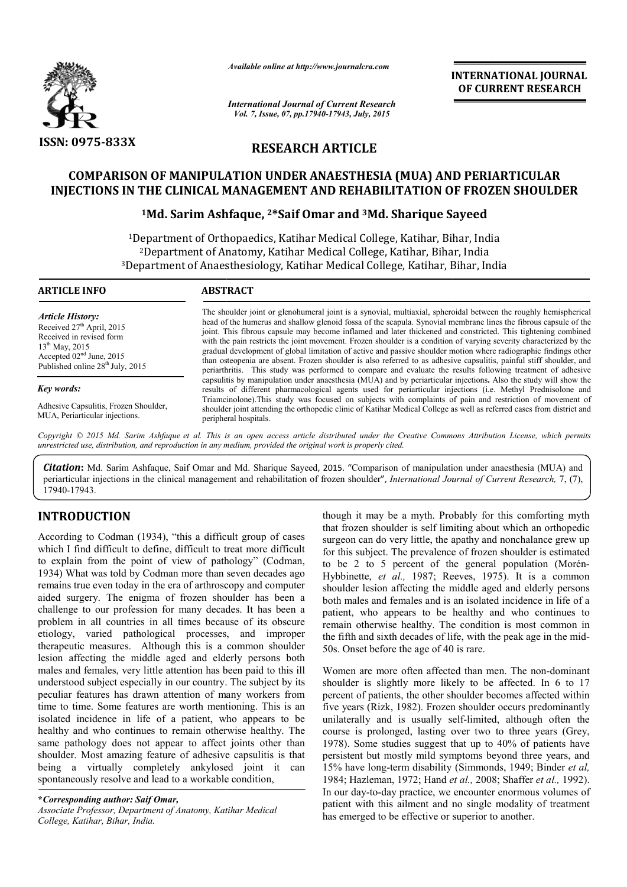ISSN: 0975-833X

*Available online at http://www.journalcra.com*

*International Journal of Current Research*
*Vol. 7, Issue, 07, pp.17940-17943, July, 2015*

**INTERNATIONAL JOURNAL OF CURRENT RESEARCH**

# RESEARCH ARTICLE

## COMPARISON OF MANIPULATION UNDER ANAESTHESIA (MUA) AND PERIARTICULAR INJECTIONS IN THE CLINICAL MANAGEMENT AND REHABILITATION OF FROZEN SHOULDER

### [1]Md. Sarim Ashfaque, [2]*Saif Omar and [3]Md. Sharique Sayeed

[1]Department of Orthopaedics, Katihar Medical College, Katihar, Bihar, India
[2]Department of Anatomy, Katihar Medical College, Katihar, Bihar, India
[3]Department of Anaesthesiology, Katihar Medical College, Katihar, Bihar, India

**ARTICLE INFO**

*Article History:*
Received 27th April, 2015
Received in revised form
13th May, 2015
Accepted 02nd June, 2015
Published online 28th July, 2015

*Key words:*
Adhesive Capsulitis, Frozen Shoulder, MUA, Periarticular injections.

**ABSTRACT**

The shoulder joint or glenohumeral joint is a synovial, multiaxial, spheroidal between the roughly hemispherical head of the humerus and shallow glenoid fossa of the scapula. Synovial membrane lines the fibrous capsule of the joint. This fibrous capsule may become inflamed and later thickened and constricted. This tightening combined with the pain restricts the joint movement. Frozen shoulder is a condition of varying severity characterized by the gradual development of global limitation of active and passive shoulder motion where radiographic findings other than osteopenia are absent. Frozen shoulder is also referred to as adhesive capsulitis, painful stiff shoulder, and periarthritis. This study was performed to compare and evaluate the results following treatment of adhesive capsulitis by manipulation under anaesthesia (MUA) and by periarticular injections**.** Also the study will show the results of different pharmacological agents used for periarticular injections (i.e. Methyl Prednisolone and Triamcinolone).This study was focused on subjects with complaints of pain and restriction of movement of shoulder joint attending the orthopedic clinic of Katihar Medical College as well as referred cases from district and peripheral hospitals.

*Copyright © 2015 Md. Sarim Ashfaque et al. This is an open access article distributed under the Creative Commons Attribution License, which permits unrestricted use, distribution, and reproduction in any medium, provided the original work is properly cited.*

***Citation*****:** Md. Sarim Ashfaque, Saif Omar and Md. Sharique Sayeed, 2015. "Comparison of manipulation under anaesthesia (MUA) and periarticular injections in the clinical management and rehabilitation of frozen shoulder", *International Journal of Current Research,* 7, (7), 17940-17943.

## INTRODUCTION

According to Codman (1934), "this a difficult group of cases which I find difficult to define, difficult to treat more difficult to explain from the point of view of pathology" (Codman, 1934) What was told by Codman more than seven decades ago remains true even today in the era of arthroscopy and computer aided surgery. The enigma of frozen shoulder has been a challenge to our profession for many decades. It has been a problem in all countries in all times because of its obscure etiology, varied pathological processes, and improper therapeutic measures. Although this is a common shoulder lesion affecting the middle aged and elderly persons both males and females, very little attention has been paid to this ill understood subject especially in our country. The subject by its peculiar features has drawn attention of many workers from time to time. Some features are worth mentioning. This is an isolated incidence in life of a patient, who appears to be healthy and who continues to remain otherwise healthy. The same pathology does not appear to affect joints other than shoulder. Most amazing feature of adhesive capsulitis is that being a virtually completely ankylosed joint it can spontaneously resolve and lead to a workable condition, though it may be a myth. Probably for this comforting myth that frozen shoulder is self limiting about which an orthopedic surgeon can do very little, the apathy and nonchalance grew up for this subject. The prevalence of frozen shoulder is estimated to be 2 to 5 percent of the general population (Morén-Hybbinette, *et al.,* 1987; Reeves, 1975). It is a common shoulder lesion affecting the middle aged and elderly persons both males and females and is an isolated incidence in life of a patient, who appears to be healthy and who continues to remain otherwise healthy. The condition is most common in the fifth and sixth decades of life, with the peak age in the mid-50s. Onset before the age of 40 is rare.

Women are more often affected than men. The non-dominant shoulder is slightly more likely to be affected. In 6 to 17 percent of patients, the other shoulder becomes affected within five years (Rizk, 1982). Frozen shoulder occurs predominantly unilaterally and is usually self-limited, although often the course is prolonged, lasting over two to three years (Grey, 1978). Some studies suggest that up to 40% of patients have persistent but mostly mild symptoms beyond three years, and 15% have long-term disability (Simmonds, 1949; Binder *et al,* 1984; Hazleman, 1972; Hand *et al.,* 2008; Shaffer *et al.,* 1992). In our day-to-day practice, we encounter enormous volumes of patient with this ailment and no single modality of treatment has emerged to be effective or superior to another.

**\*Corresponding author: Saif Omar,**
*Associate Professor, Department of Anatomy, Katihar Medical College, Katihar, Bihar, India.*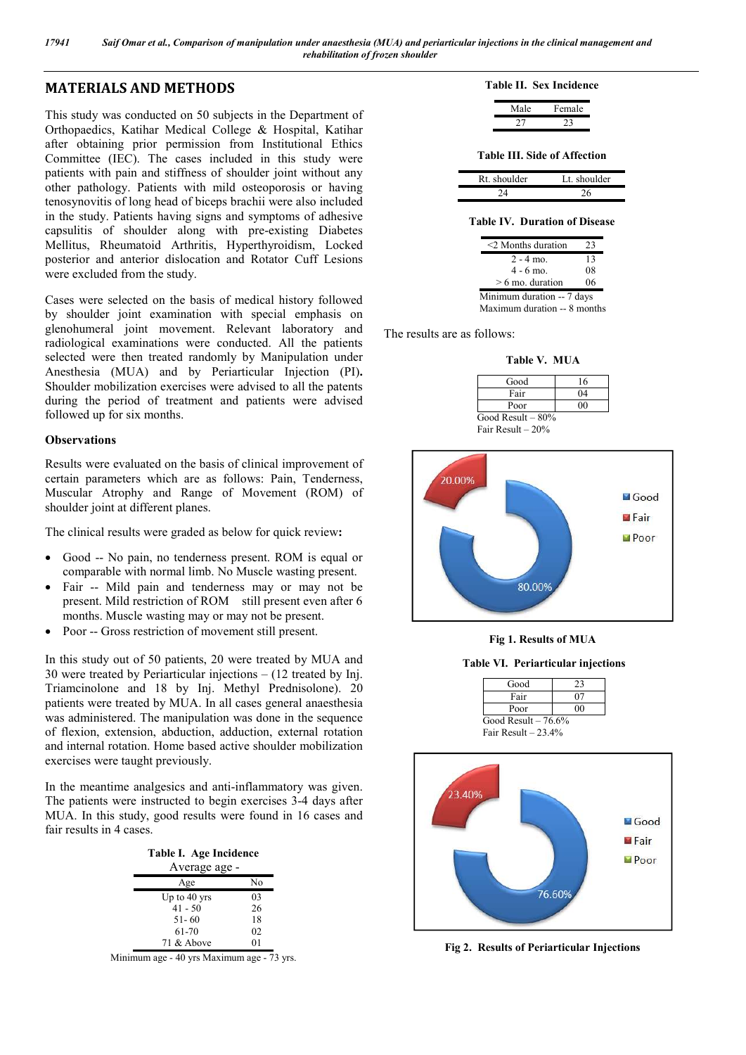## MATERIALS AND METHODS

This study was conducted on 50 subjects in the Department of Orthopaedics, Katihar Medical College & Hospital, Katihar after obtaining prior permission from Institutional Ethics Committee (IEC). The cases included in this study were patients with pain and stiffness of shoulder joint without any other pathology. Patients with mild osteoporosis or having tenosynovitis of long head of biceps brachii were also included in the study. Patients having signs and symptoms of adhesive capsulitis of shoulder along with pre-existing Diabetes Mellitus, Rheumatoid Arthritis, Hyperthyroidism, Locked posterior and anterior dislocation and Rotator Cuff Lesions were excluded from the study.

Cases were selected on the basis of medical history followed by shoulder joint examination with special emphasis on glenohumeral joint movement. Relevant laboratory and radiological examinations were conducted. All the patients selected were then treated randomly by Manipulation under Anesthesia (MUA) and by Periarticular Injection (PI)**.** Shoulder mobilization exercises were advised to all the patents during the period of treatment and patients were advised followed up for six months.

### Observations

Results were evaluated on the basis of clinical improvement of certain parameters which are as follows: Pain, Tenderness, Muscular Atrophy and Range of Movement (ROM) of shoulder joint at different planes.

The clinical results were graded as below for quick review**:**

- Good -- No pain, no tenderness present. ROM is equal or comparable with normal limb. No Muscle wasting present.
- Fair -- Mild pain and tenderness may or may not be present. Mild restriction of ROM still present even after 6 months. Muscle wasting may or may not be present.
- Poor -- Gross restriction of movement still present.

In this study out of 50 patients, 20 were treated by MUA and 30 were treated by Periarticular injections – (12 treated by Inj. Triamcinolone and 18 by Inj. Methyl Prednisolone). 20 patients were treated by MUA. In all cases general anaesthesia was administered. The manipulation was done in the sequence of flexion, extension, abduction, adduction, external rotation and internal rotation. Home based active shoulder mobilization exercises were taught previously.

In the meantime analgesics and anti-inflammatory was given. The patients were instructed to begin exercises 3-4 days after MUA. In this study, good results were found in 16 cases and fair results in 4 cases.

**Table I. Age Incidence**

Average age -

| Age | No |
|---|---|
| Up to 40 yrs | 03 |
| 41 - 50 | 26 |
| 51- 60 | 18 |
| 61-70 | 02 |
| 71 & Above | 01 |

Minimum age - 40 yrs Maximum age - 73 yrs.

**Table II. Sex Incidence**

| Male | Female |
|---|---|
| 27 | 23 |

**Table III. Side of Affection**

| Rt. shoulder | Lt. shoulder |
|---|---|
| 24 | 26 |

**Table IV. Duration of Disease**

| Duration | No |
|---|---|
| <2 Months duration | 23 |
| 2 - 4 mo. | 13 |
| 4 - 6 mo. | 08 |
| > 6 mo. duration | 06 |

Minimum duration -- 7 days
Maximum duration -- 8 months

The results are as follows:

**Table V. MUA**

| Result | No |
|---|---|
| Good | 16 |
| Fair | 04 |
| Poor | 00 |

Good Result – 80%
Fair Result – 20%

**Fig 1. Results of MUA**

**Table VI. Periarticular injections**

| Result | No |
|---|---|
| Good | 23 |
| Fair | 07 |
| Poor | 00 |

Good Result – 76.6%
Fair Result – 23.4%

**Fig 2. Results of Periarticular Injections**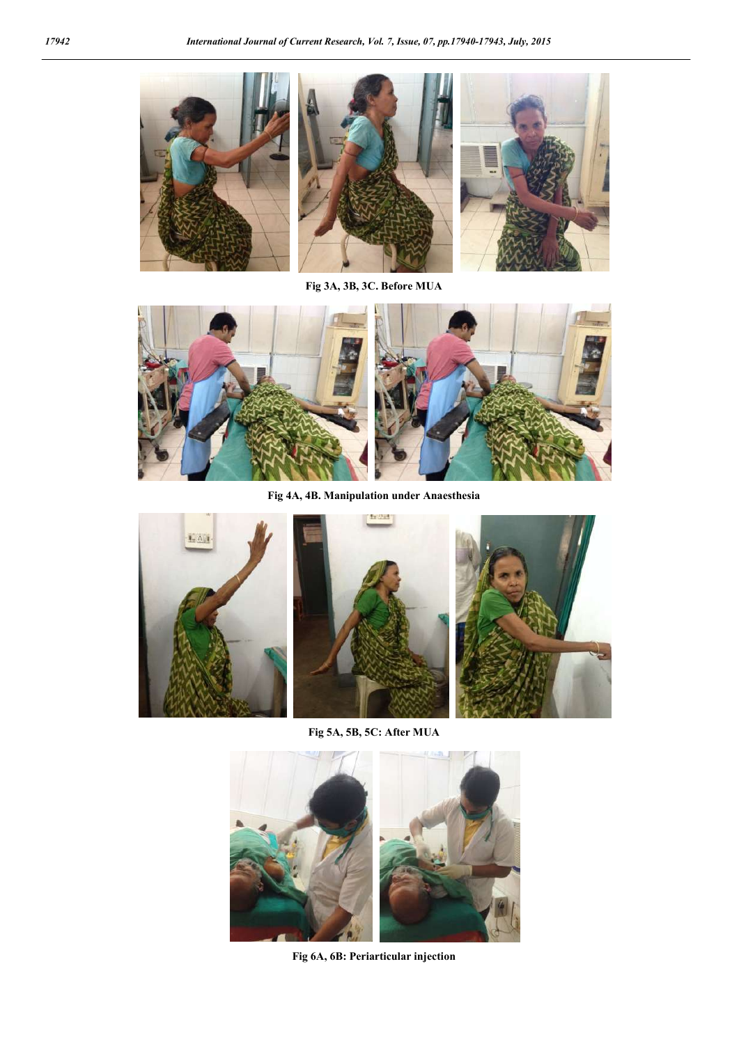Fig 3A, 3B, 3C. Before MUA

Fig 4A, 4B. Manipulation under Anaesthesia

Fig 5A, 5B, 5C: After MUA

Fig 6A, 6B: Periarticular injection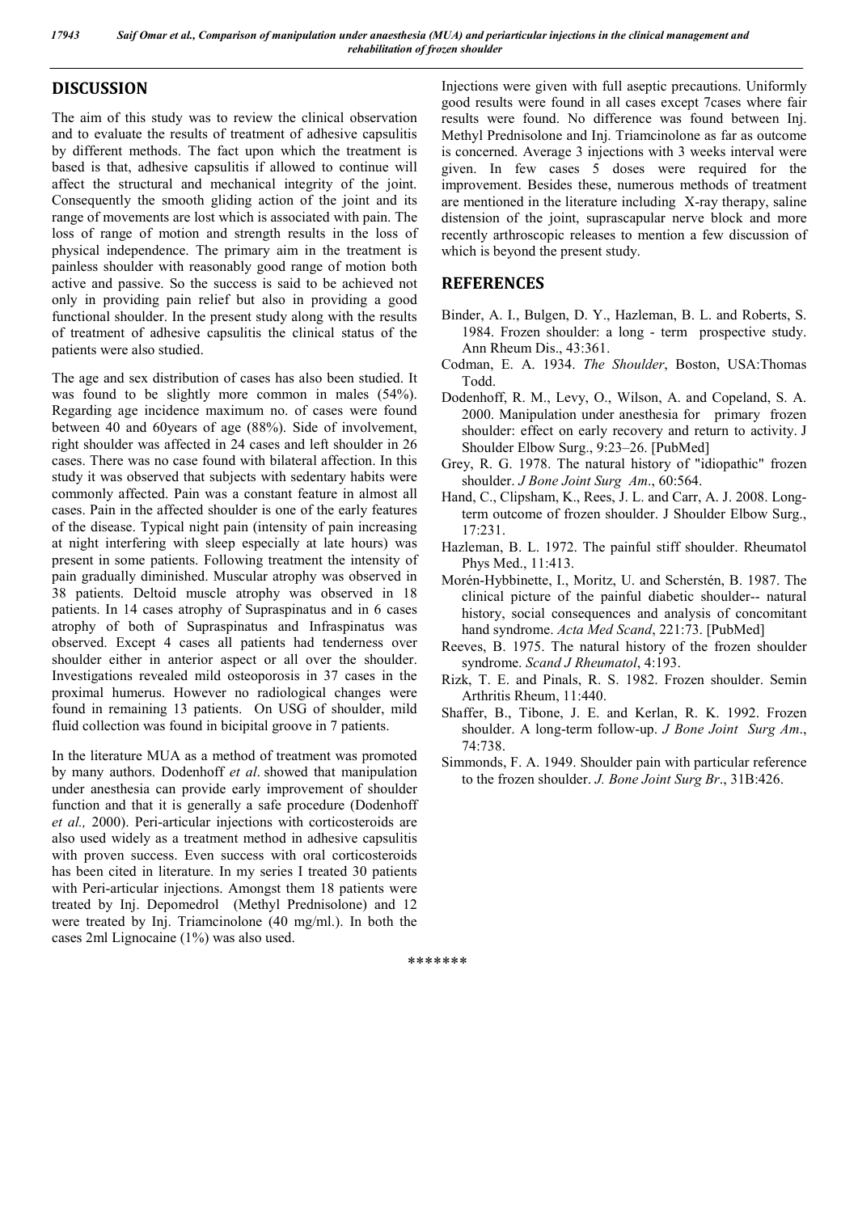## DISCUSSION

The aim of this study was to review the clinical observation and to evaluate the results of treatment of adhesive capsulitis by different methods. The fact upon which the treatment is based is that, adhesive capsulitis if allowed to continue will affect the structural and mechanical integrity of the joint. Consequently the smooth gliding action of the joint and its range of movements are lost which is associated with pain. The loss of range of motion and strength results in the loss of physical independence. The primary aim in the treatment is painless shoulder with reasonably good range of motion both active and passive. So the success is said to be achieved not only in providing pain relief but also in providing a good functional shoulder. In the present study along with the results of treatment of adhesive capsulitis the clinical status of the patients were also studied.

The age and sex distribution of cases has also been studied. It was found to be slightly more common in males (54%). Regarding age incidence maximum no. of cases were found between 40 and 60years of age (88%). Side of involvement, right shoulder was affected in 24 cases and left shoulder in 26 cases. There was no case found with bilateral affection. In this study it was observed that subjects with sedentary habits were commonly affected. Pain was a constant feature in almost all cases. Pain in the affected shoulder is one of the early features of the disease. Typical night pain (intensity of pain increasing at night interfering with sleep especially at late hours) was present in some patients. Following treatment the intensity of pain gradually diminished. Muscular atrophy was observed in 38 patients. Deltoid muscle atrophy was observed in 18 patients. In 14 cases atrophy of Supraspinatus and in 6 cases atrophy of both of Supraspinatus and Infraspinatus was observed. Except 4 cases all patients had tenderness over shoulder either in anterior aspect or all over the shoulder. Investigations revealed mild osteoporosis in 37 cases in the proximal humerus. However no radiological changes were found in remaining 13 patients. On USG of shoulder, mild fluid collection was found in bicipital groove in 7 patients.

In the literature MUA as a method of treatment was promoted by many authors. Dodenhoff *et al*. showed that manipulation under anesthesia can provide early improvement of shoulder function and that it is generally a safe procedure (Dodenhoff *et al.,* 2000). Peri-articular injections with corticosteroids are also used widely as a treatment method in adhesive capsulitis with proven success. Even success with oral corticosteroids has been cited in literature. In my series I treated 30 patients with Peri-articular injections. Amongst them 18 patients were treated by Inj. Depomedrol (Methyl Prednisolone) and 12 were treated by Inj. Triamcinolone (40 mg/ml.). In both the cases 2ml Lignocaine (1%) was also used.

Injections were given with full aseptic precautions. Uniformly good results were found in all cases except 7cases where fair results were found. No difference was found between Inj. Methyl Prednisolone and Inj. Triamcinolone as far as outcome is concerned. Average 3 injections with 3 weeks interval were given. In few cases 5 doses were required for the improvement. Besides these, numerous methods of treatment are mentioned in the literature including X-ray therapy, saline distension of the joint, suprascapular nerve block and more recently arthroscopic releases to mention a few discussion of which is beyond the present study.

## REFERENCES

Binder, A. I., Bulgen, D. Y., Hazleman, B. L. and Roberts, S. 1984. Frozen shoulder: a long - term prospective study. Ann Rheum Dis., 43:361.

Codman, E. A. 1934. *The Shoulder*, Boston, USA:Thomas Todd.

Dodenhoff, R. M., Levy, O., Wilson, A. and Copeland, S. A. 2000. Manipulation under anesthesia for primary frozen shoulder: effect on early recovery and return to activity. J Shoulder Elbow Surg., 9:23–26. [PubMed]

Grey, R. G. 1978. The natural history of "idiopathic" frozen shoulder. *J Bone Joint Surg Am*., 60:564.

Hand, C., Clipsham, K., Rees, J. L. and Carr, A. J. 2008. Long-term outcome of frozen shoulder. J Shoulder Elbow Surg., 17:231.

Hazleman, B. L. 1972. The painful stiff shoulder. Rheumatol Phys Med., 11:413.

Morén-Hybbinette, I., Moritz, U. and Scherstén, B. 1987. The clinical picture of the painful diabetic shoulder-- natural history, social consequences and analysis of concomitant hand syndrome. *Acta Med Scand*, 221:73. [PubMed]

Reeves, B. 1975. The natural history of the frozen shoulder syndrome. *Scand J Rheumatol*, 4:193.

Rizk, T. E. and Pinals, R. S. 1982. Frozen shoulder. Semin Arthritis Rheum, 11:440.

Shaffer, B., Tibone, J. E. and Kerlan, R. K. 1992. Frozen shoulder. A long-term follow-up. *J Bone Joint Surg Am*., 74:738.

Simmonds, F. A. 1949. Shoulder pain with particular reference to the frozen shoulder. *J. Bone Joint Surg Br*., 31B:426.

*******